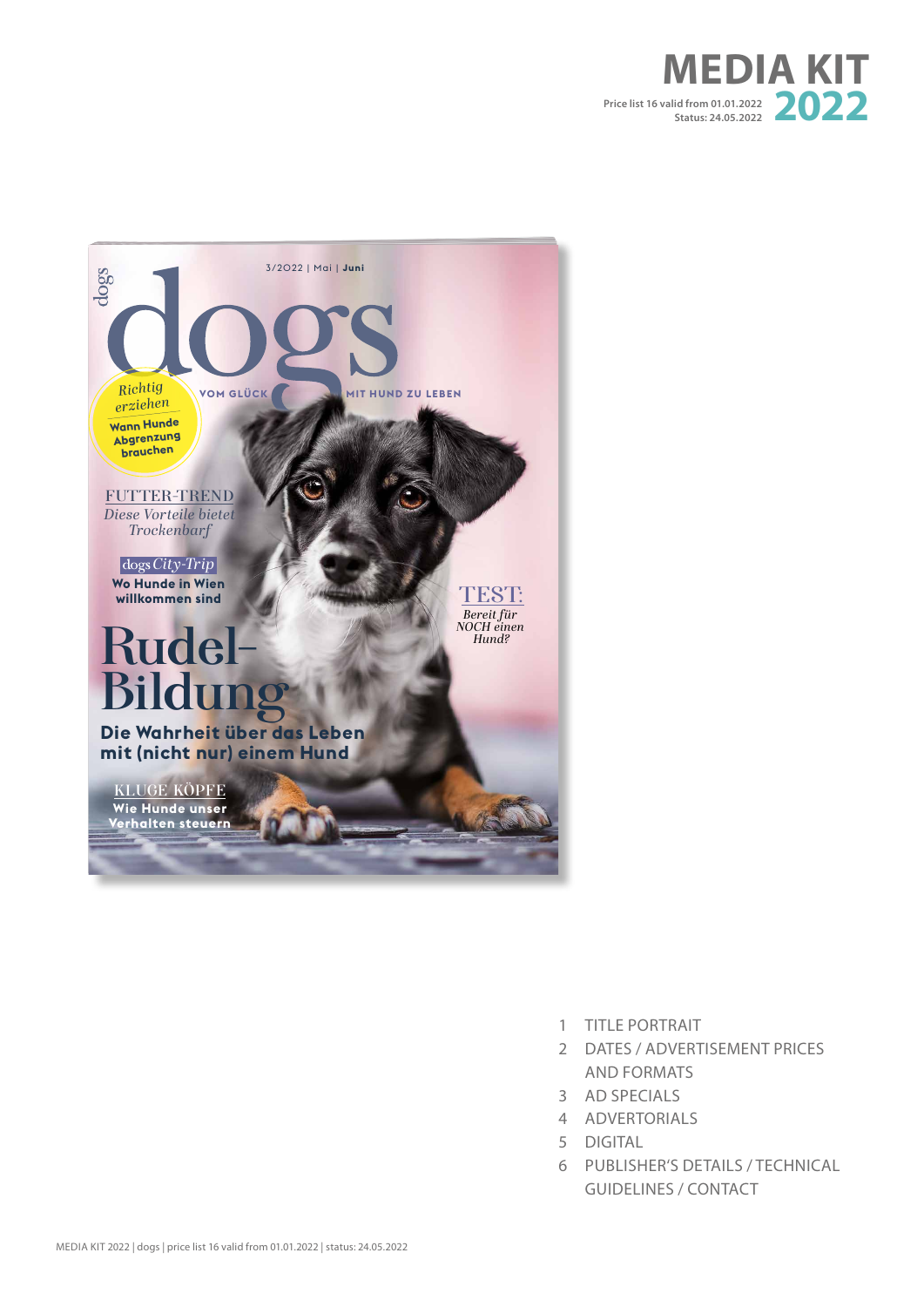# MEDIA KIT 2022

Price list 16 valid from 01.01.2022
Status: 24.05.2022

1. TITLE PORTRAIT
2. DATES / ADVERTISEMENT PRICES AND FORMATS
3. AD SPECIALS
4. ADVERTORIALS
5. DIGITAL
6. PUBLISHER'S DETAILS / TECHNICAL GUIDELINES / CONTACT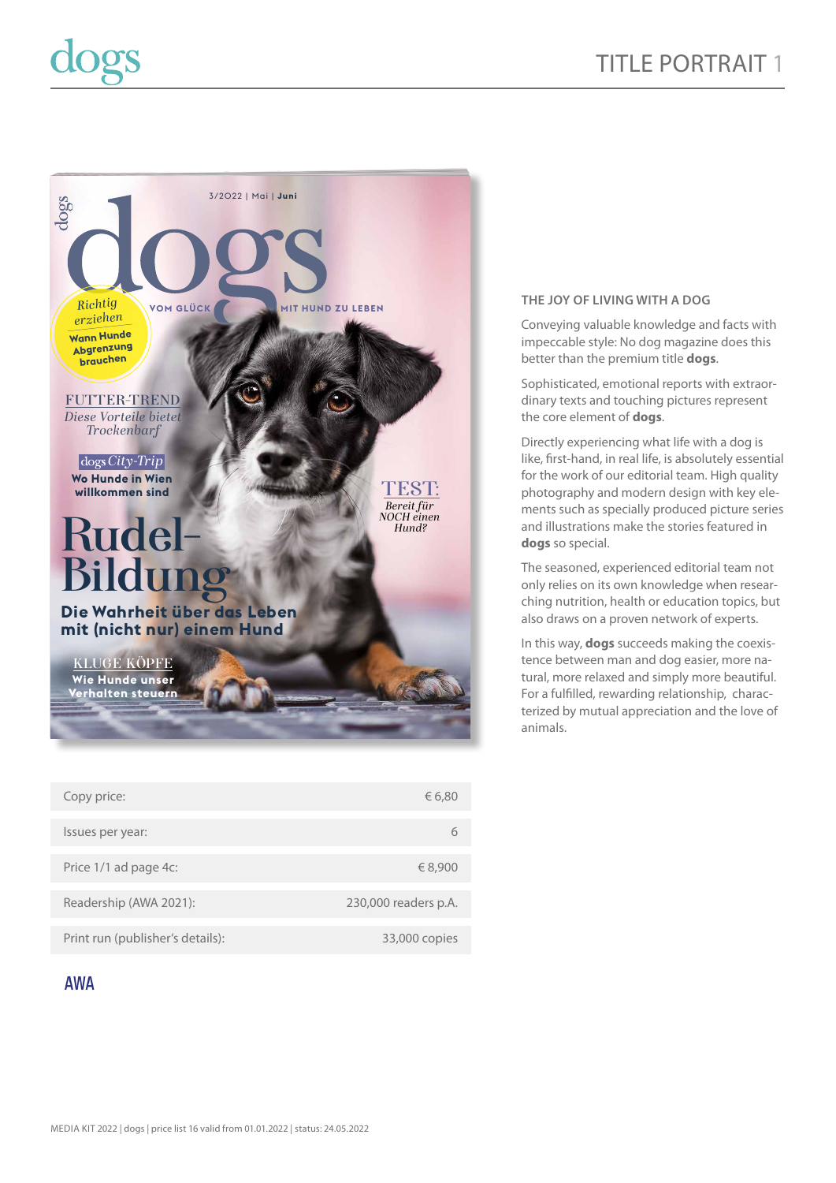# TITLE PORTRAIT 1

| Copy price: | € 6,80 |
|---|---|
| Issues per year: | 6 |
| Price 1/1 ad page 4c: | € 8,900 |
| Readership (AWA 2021): | 230,000 readers p.A. |
| Print run (publisher's details): | 33,000 copies |

AWA

## THE JOY OF LIVING WITH A DOG

Conveying valuable knowledge and facts with impeccable style: No dog magazine does this better than the premium title **dogs**.

Sophisticated, emotional reports with extraordinary texts and touching pictures represent the core element of **dogs**.

Directly experiencing what life with a dog is like, first-hand, in real life, is absolutely essential for the work of our editorial team. High quality photography and modern design with key elements such as specially produced picture series and illustrations make the stories featured in **dogs** so special.

The seasoned, experienced editorial team not only relies on its own knowledge when researching nutrition, health or education topics, but also draws on a proven network of experts.

In this way, **dogs** succeeds making the coexistence between man and dog easier, more natural, more relaxed and simply more beautiful. For a fulfilled, rewarding relationship, characterized by mutual appreciation and the love of animals.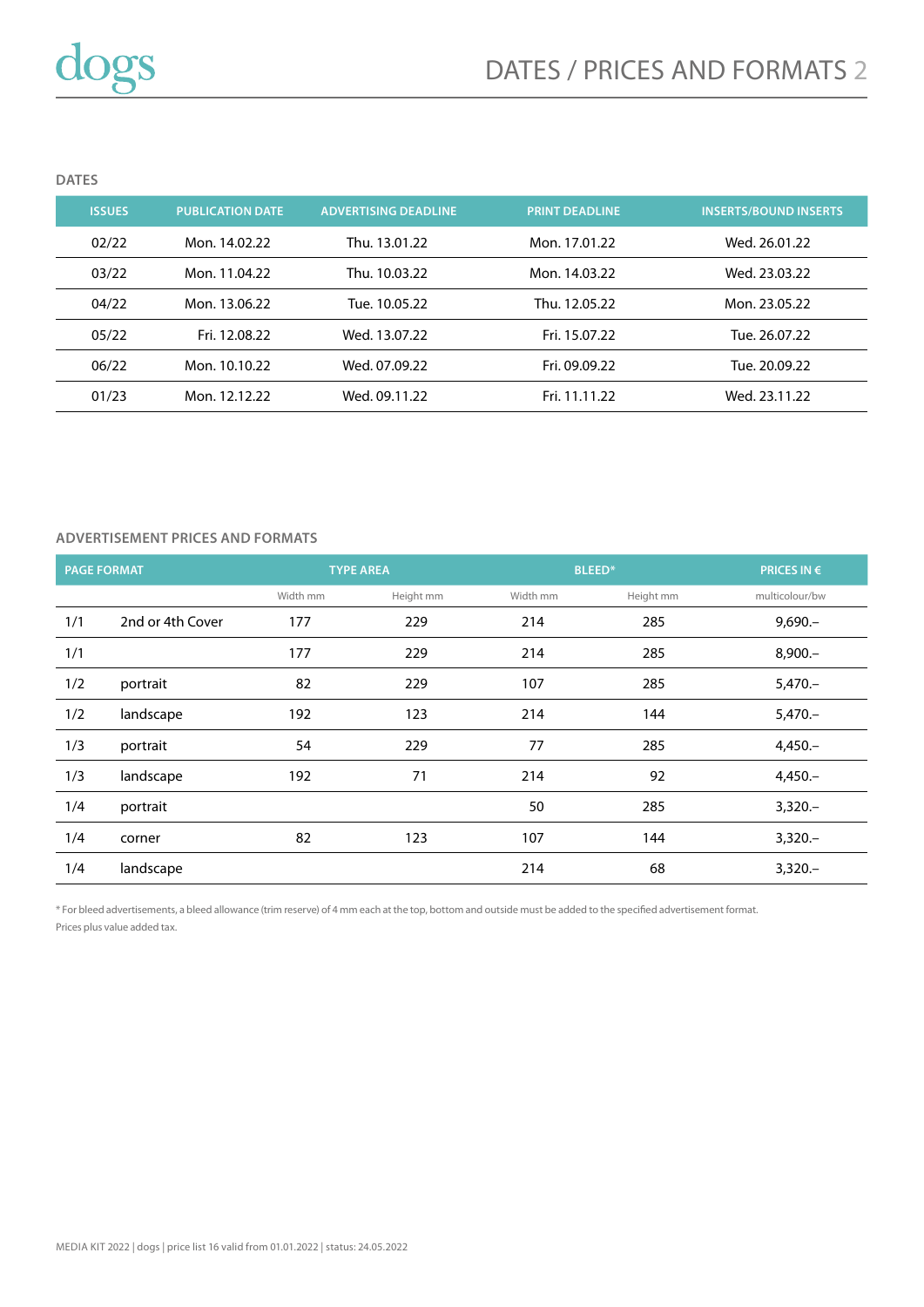# DATES / PRICES AND FORMATS 2

### DATES

| ISSUES | PUBLICATION DATE | ADVERTISING DEADLINE | PRINT DEADLINE | INSERTS/BOUND INSERTS |
|---|---|---|---|---|
| 02/22 | Mon. 14.02.22 | Thu. 13.01.22 | Mon. 17.01.22 | Wed. 26.01.22 |
| 03/22 | Mon. 11.04.22 | Thu. 10.03.22 | Mon. 14.03.22 | Wed. 23.03.22 |
| 04/22 | Mon. 13.06.22 | Tue. 10.05.22 | Thu. 12.05.22 | Mon. 23.05.22 |
| 05/22 | Fri. 12.08.22 | Wed. 13.07.22 | Fri. 15.07.22 | Tue. 26.07.22 |
| 06/22 | Mon. 10.10.22 | Wed. 07.09.22 | Fri. 09.09.22 | Tue. 20.09.22 |
| 01/23 | Mon. 12.12.22 | Wed. 09.11.22 | Fri. 11.11.22 | Wed. 23.11.22 |

### ADVERTISEMENT PRICES AND FORMATS

| PAGE FORMAT | | TYPE AREA | | BLEED* | | PRICES IN € |
|---|---|---|---|---|---|---|
| | | Width mm | Height mm | Width mm | Height mm | multicolour/bw |
| 1/1 | 2nd or 4th Cover | 177 | 229 | 214 | 285 | 9,690.– |
| 1/1 | | 177 | 229 | 214 | 285 | 8,900.– |
| 1/2 | portrait | 82 | 229 | 107 | 285 | 5,470.– |
| 1/2 | landscape | 192 | 123 | 214 | 144 | 5,470.– |
| 1/3 | portrait | 54 | 229 | 77 | 285 | 4,450.– |
| 1/3 | landscape | 192 | 71 | 214 | 92 | 4,450.– |
| 1/4 | portrait | | | 50 | 285 | 3,320.– |
| 1/4 | corner | 82 | 123 | 107 | 144 | 3,320.– |
| 1/4 | landscape | | | 214 | 68 | 3,320.– |

* For bleed advertisements, a bleed allowance (trim reserve) of 4 mm each at the top, bottom and outside must be added to the specified advertisement format.
Prices plus value added tax.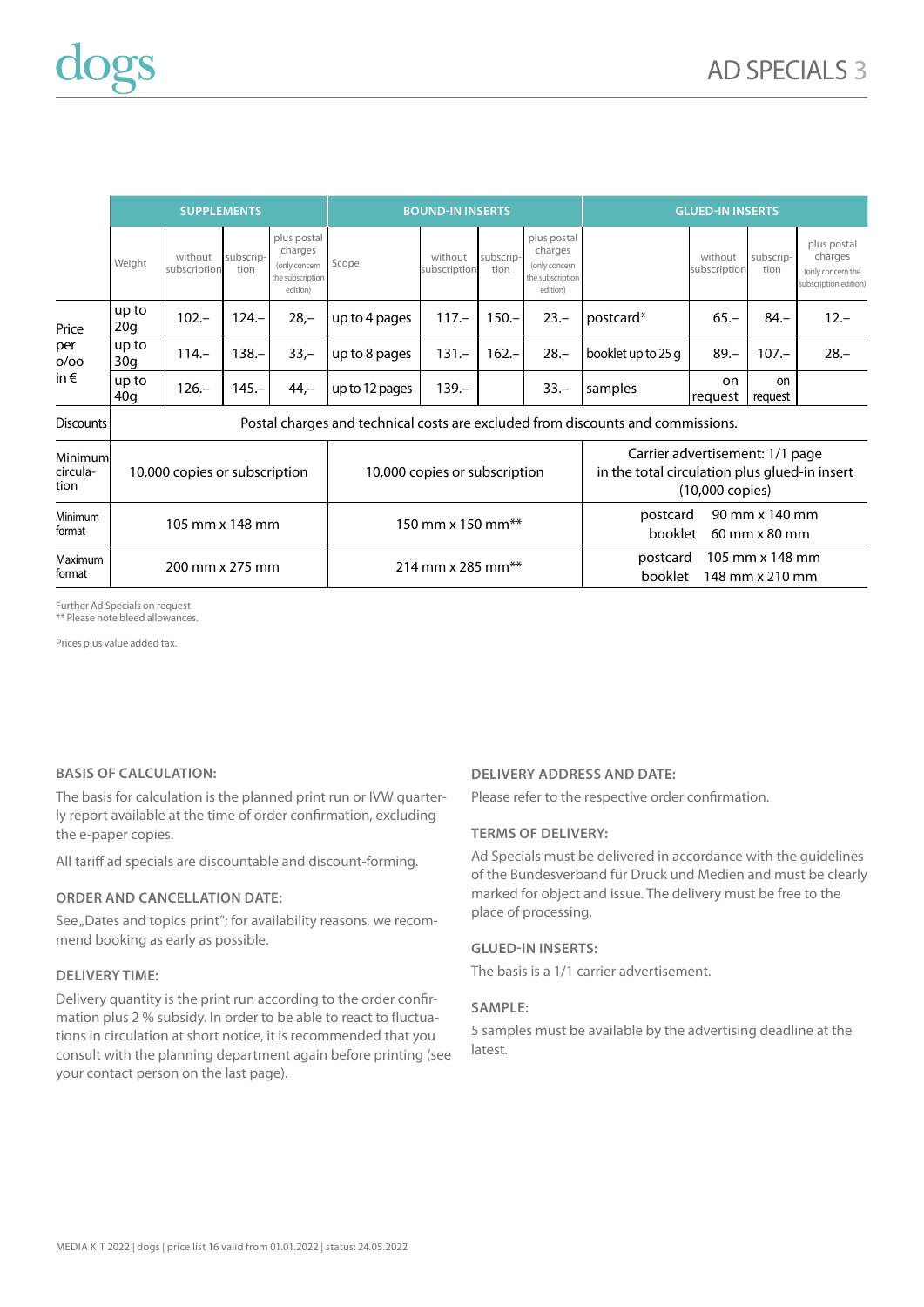# AD SPECIALS 3

| | SUPPLEMENTS | | | | BOUND-IN INSERTS | | | | GLUED-IN INSERTS | | | |
|---|---|---|---|---|---|---|---|---|---|---|---|---|
| | Weight | without subscription | subscrip-tion | plus postal charges (only concern the subscription edition) | Scope | without subscription | subscrip-tion | plus postal charges (only concern the subscription edition) | | without subscription | subscrip-tion | plus postal charges (only concern the subscription edition) |
| Price per o/oo in € | up to 20g | 102.– | 124.– | 28,– | up to 4 pages | 117.– | 150.– | 23.– | postcard* | 65.– | 84.– | 12.– |
| | up to 30g | 114.– | 138.– | 33,– | up to 8 pages | 131.– | 162.– | 28.– | booklet up to 25 g | 89.– | 107.– | 28.– |
| | up to 40g | 126.– | 145.– | 44,– | up to 12 pages | 139.– | | 33.– | samples | on request | on request | |
| Discounts | Postal charges and technical costs are excluded from discounts and commissions. | | | | | | | | | | | |
| Minimum circulation | 10,000 copies or subscription | | | | 10,000 copies or subscription | | | | Carrier advertisement: 1/1 page in the total circulation plus glued-in insert (10,000 copies) | | | |
| Minimum format | 105 mm x 148 mm | | | | 150 mm x 150 mm** | | | | postcard 90 mm x 140 mm; booklet 60 mm x 80 mm | | | |
| Maximum format | 200 mm x 275 mm | | | | 214 mm x 285 mm** | | | | postcard 105 mm x 148 mm; booklet 148 mm x 210 mm | | | |

Further Ad Specials on request
** Please note bleed allowances.

Prices plus value added tax.

### BASIS OF CALCULATION:

The basis for calculation is the planned print run or IVW quarterly report available at the time of order confirmation, excluding the e-paper copies.

All tariff ad specials are discountable and discount-forming.

### ORDER AND CANCELLATION DATE:

See „Dates and topics print"; for availability reasons, we recommend booking as early as possible.

### DELIVERY TIME:

Delivery quantity is the print run according to the order confirmation plus 2 % subsidy. In order to be able to react to fluctuations in circulation at short notice, it is recommended that you consult with the planning department again before printing (see your contact person on the last page).

### DELIVERY ADDRESS AND DATE:

Please refer to the respective order confirmation.

### TERMS OF DELIVERY:

Ad Specials must be delivered in accordance with the guidelines of the Bundesverband für Druck und Medien and must be clearly marked for object and issue. The delivery must be free to the place of processing.

### GLUED-IN INSERTS:

The basis is a 1/1 carrier advertisement.

### SAMPLE:

5 samples must be available by the advertising deadline at the latest.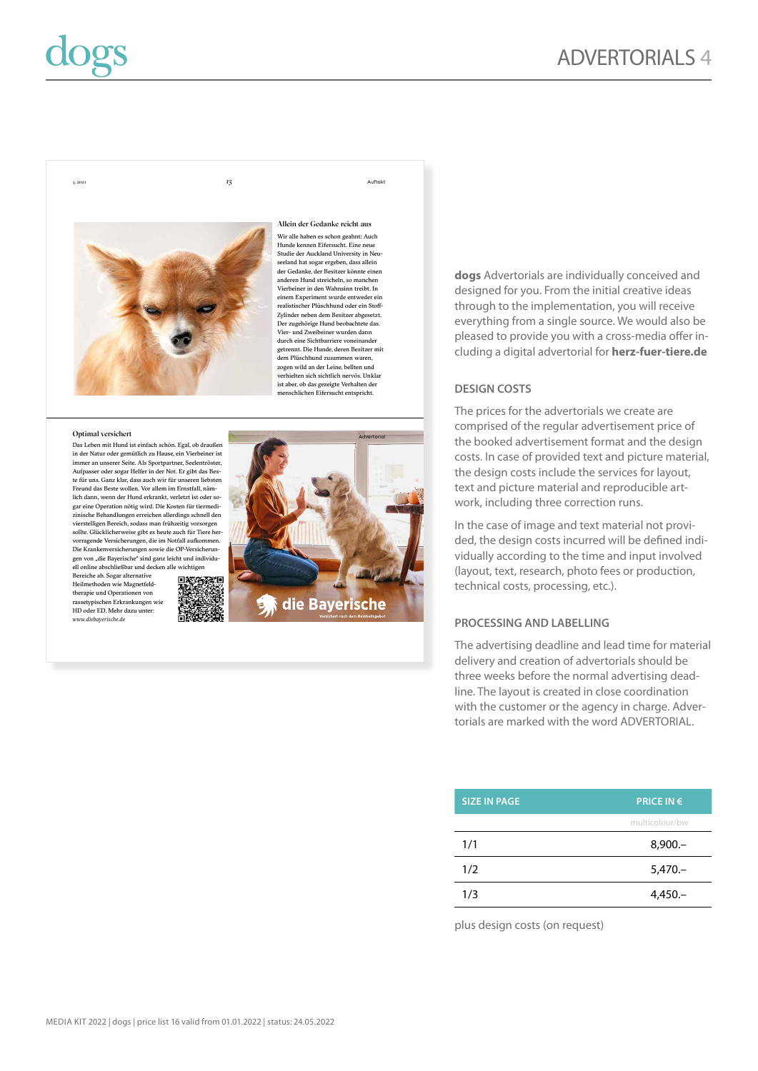# ADVERTORIALS

**dogs** Advertorials are individually conceived and designed for you. From the initial creative ideas through to the implementation, you will receive everything from a single source. We would also be pleased to provide you with a cross-media offer including a digital advertorial for **herz-fuer-tiere.de**

## DESIGN COSTS

The prices for the advertorials we create are comprised of the regular advertisement price of the booked advertisement format and the design costs. In case of provided text and picture material, the design costs include the services for layout, text and picture material and reproducible artwork, including three correction runs.

In the case of image and text material not provided, the design costs incurred will be defined individually according to the time and input involved (layout, text, research, photo fees or production, technical costs, processing, etc.).

## PROCESSING AND LABELLING

The advertising deadline and lead time for material delivery and creation of advertorials should be three weeks before the normal advertising deadline. The layout is created in close coordination with the customer or the agency in charge. Advertorials are marked with the word ADVERTORIAL.

| SIZE IN PAGE | PRICE IN € |
|---|---|
| | multicolour/bw |
| 1/1 | 8,900.– |
| 1/2 | 5,470.– |
| 1/3 | 4,450.– |

plus design costs (on request)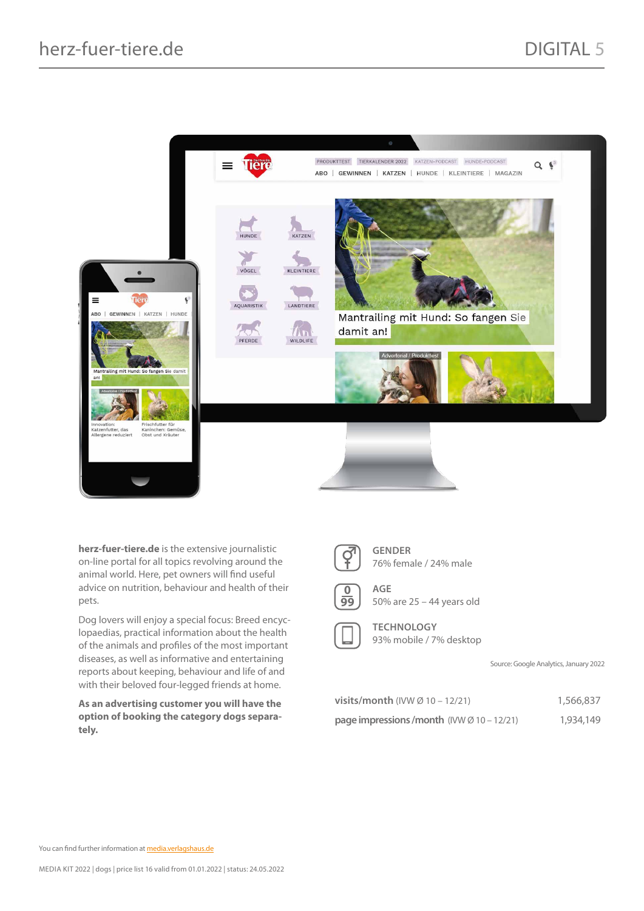# herz-fuer-tiere.de

**herz-fuer-tiere.de** is the extensive journalistic on-line portal for all topics revolving around the animal world. Here, pet owners will find useful advice on nutrition, behaviour and health of their pets.

Dog lovers will enjoy a special focus: Breed encyclopaedias, practical information about the health of the animals and profiles of the most important diseases, as well as informative and entertaining reports about keeping, behaviour and life of and with their beloved four-legged friends at home.

**As an advertising customer you will have the option of booking the category dogs separately.**

**GENDER**
76% female / 24% male

**AGE**
50% are 25 – 44 years old

**TECHNOLOGY**
93% mobile / 7% desktop

Source: Google Analytics, January 2022

| | |
|---|---|
| **visits/month** (IVW Ø 10 – 12/21) | 1,566,837 |
| **page impressions/month** (IVW Ø 10 – 12/21) | 1,934,149 |

You can find further information at media.verlagshaus.de

MEDIA KIT 2022 | dogs | price list 16 valid from 01.01.2022 | status: 24.05.2022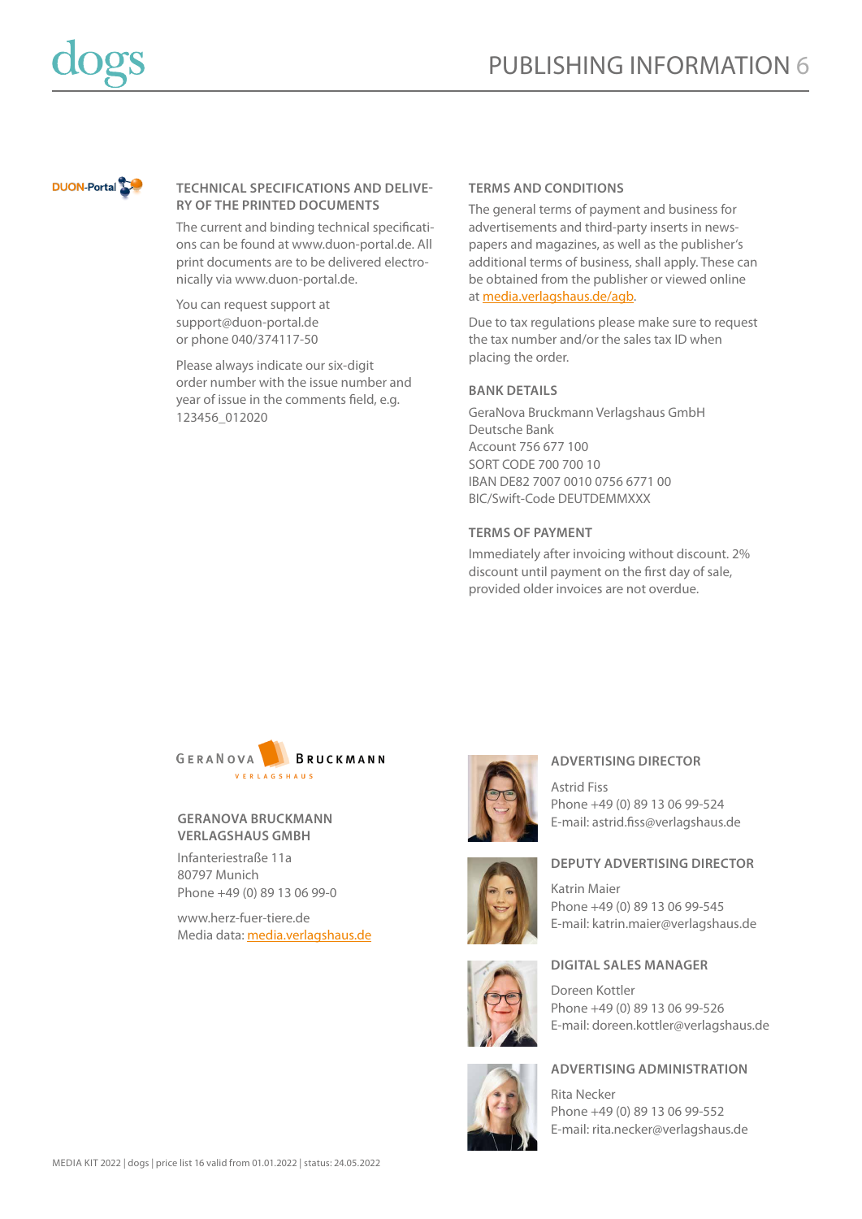DUON-Portal

### TECHNICAL SPECIFICATIONS AND DELIVERY OF THE PRINTED DOCUMENTS

The current and binding technical specifications can be found at www.duon-portal.de. All print documents are to be delivered electronically via www.duon-portal.de.

You can request support at
support@duon-portal.de
or phone 040/374117-50

Please always indicate our six-digit order number with the issue number and year of issue in the comments field, e.g. 123456_012020

### TERMS AND CONDITIONS

The general terms of payment and business for advertisements and third-party inserts in newspapers and magazines, as well as the publisher's additional terms of business, shall apply. These can be obtained from the publisher or viewed online at media.verlagshaus.de/agb.

Due to tax regulations please make sure to request the tax number and/or the sales tax ID when placing the order.

### BANK DETAILS

GeraNova Bruckmann Verlagshaus GmbH
Deutsche Bank
Account 756 677 100
SORT CODE 700 700 10
IBAN DE82 7007 0010 0756 6771 00
BIC/Swift-Code DEUTDEMMXXX

### TERMS OF PAYMENT

Immediately after invoicing without discount. 2% discount until payment on the first day of sale, provided older invoices are not overdue.

GERANOVA BRUCKMANN VERLAGSHAUS

### GERANOVA BRUCKMANN VERLAGSHAUS GMBH

Infanteriestraße 11a
80797 Munich
Phone +49 (0) 89 13 06 99-0

www.herz-fuer-tiere.de
Media data: media.verlagshaus.de

### ADVERTISING DIRECTOR

Astrid Fiss
Phone +49 (0) 89 13 06 99-524
E-mail: astrid.fiss@verlagshaus.de

### DEPUTY ADVERTISING DIRECTOR

Katrin Maier
Phone +49 (0) 89 13 06 99-545
E-mail: katrin.maier@verlagshaus.de

### DIGITAL SALES MANAGER

Doreen Kottler
Phone +49 (0) 89 13 06 99-526
E-mail: doreen.kottler@verlagshaus.de

### ADVERTISING ADMINISTRATION

Rita Necker
Phone +49 (0) 89 13 06 99-552
E-mail: rita.necker@verlagshaus.de

MEDIA KIT 2022 | dogs | price list 16 valid from 01.01.2022 | status: 24.05.2022